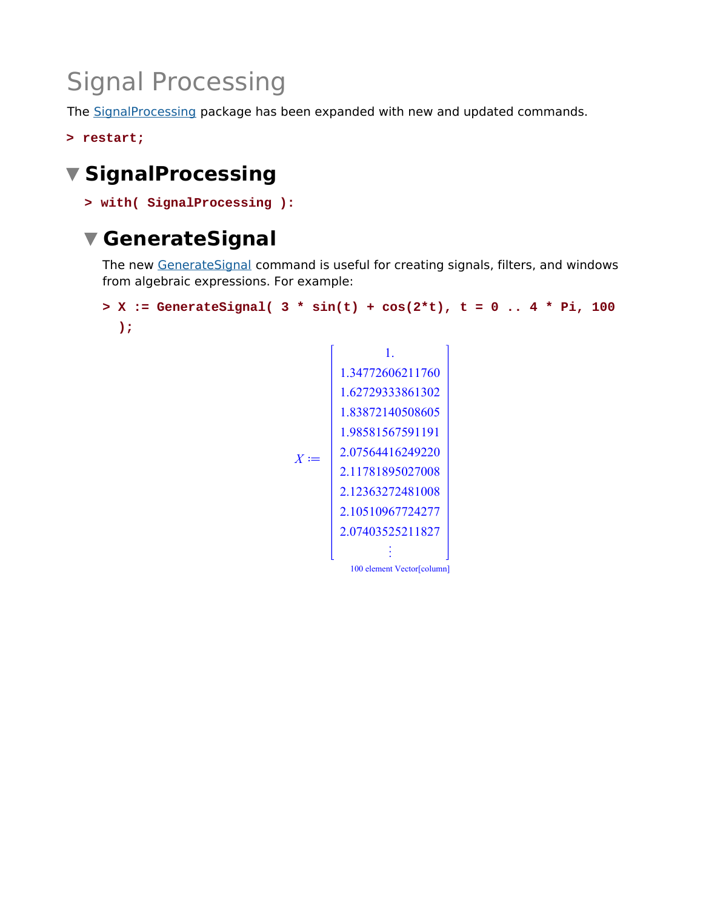# Signal Processing

The SignalProcessing package has been expanded with new and updated commands.

```
> restart;
```

## SignalProcessing

```
> with( SignalProcessing ):
```

### GenerateSignal

The new GenerateSignal command is useful for creating signals, filters, and windows from algebraic expressions. For example:

```
> X := GenerateSignal( 3 * sin(t) + cos(2*t), t = 0 .. 4 * Pi, 100 );
```

$$X := \begin{bmatrix} 1. \\ 1.34772606211760 \\ 1.62729333861302 \\ 1.83872140508605 \\ 1.98581567591191 \\ 2.07564416249220 \\ 2.11781895027008 \\ 2.12363272481008 \\ 2.10510967724277 \\ 2.07403525211827 \\ \vdots \end{bmatrix}$$

100 element Vector[column]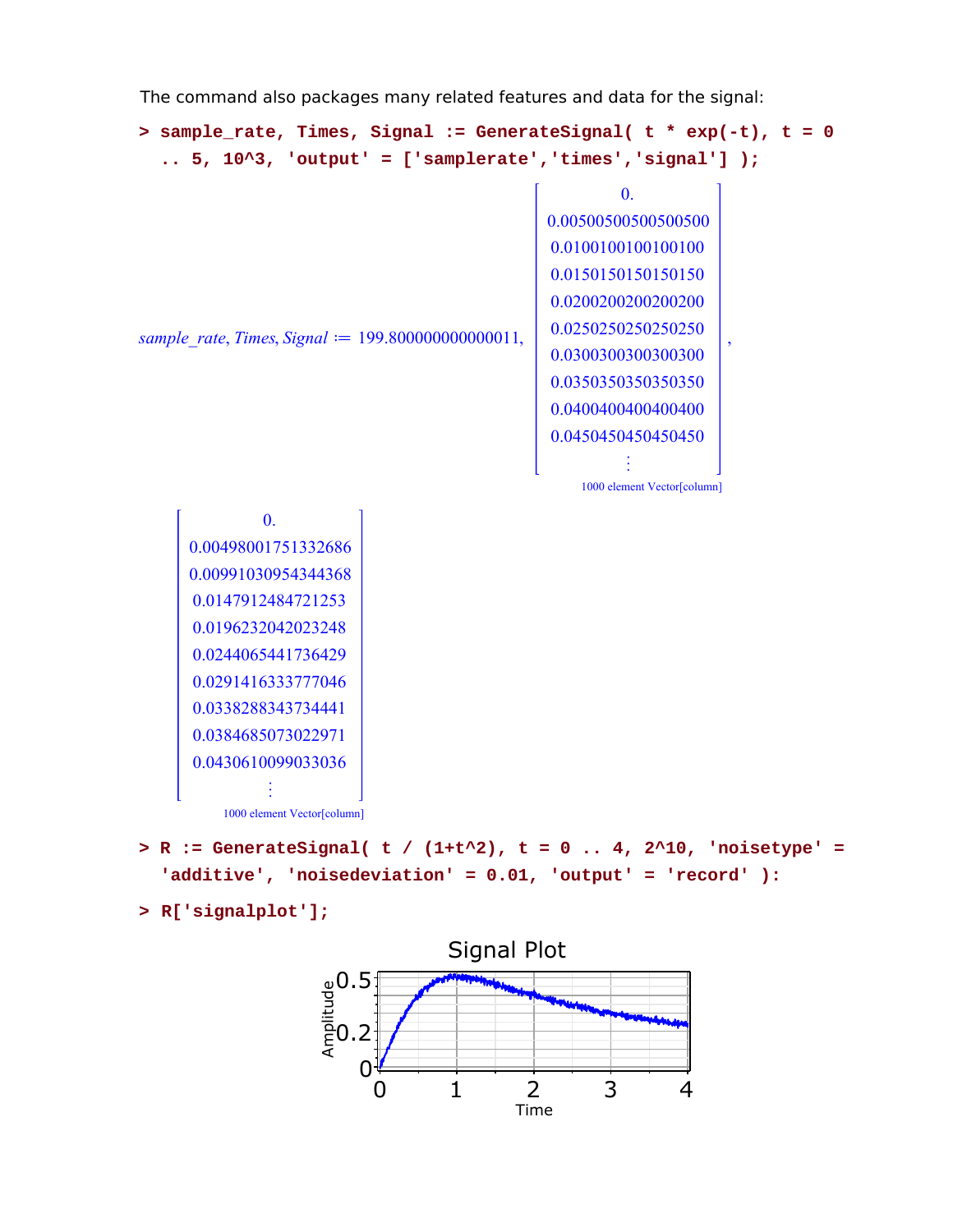The command also packages many related features and data for the signal:

```
> sample_rate, Times, Signal := GenerateSignal( t * exp(-t), t = 0 .. 5, 10^3, 'output' = ['samplerate','times','signal'] );
```

$$sample\_rate, Times, Signal := 199.800000000000011, \begin{bmatrix} 0. \\ 0.00500500500500500 \\ 0.0100100100100100 \\ 0.0150150150150150 \\ 0.0200200200200200 \\ 0.0250250250250250 \\ 0.0300300300300300 \\ 0.0350350350350350 \\ 0.0400400400400400 \\ 0.0450450450450450 \\ \vdots \end{bmatrix},$$

1000 element Vector[column]

$$\begin{bmatrix} 0. \\ 0.00498001751332686 \\ 0.00991030954344368 \\ 0.0147912484721253 \\ 0.0196232042023248 \\ 0.0244065441736429 \\ 0.0291416333777046 \\ 0.0338288343734441 \\ 0.0384685073022971 \\ 0.0430610099033036 \\ \vdots \end{bmatrix}$$

1000 element Vector[column]

```
> R := GenerateSignal( t / (1+t^2), t = 0 .. 4, 2^10, 'noisetype' = 'additive', 'noisedeviation' = 0.01, 'output' = 'record' ):
```

```
> R['signalplot'];
```

Signal Plot

Amplitude

0.5
0.2
0

0
1
2
3
4

Time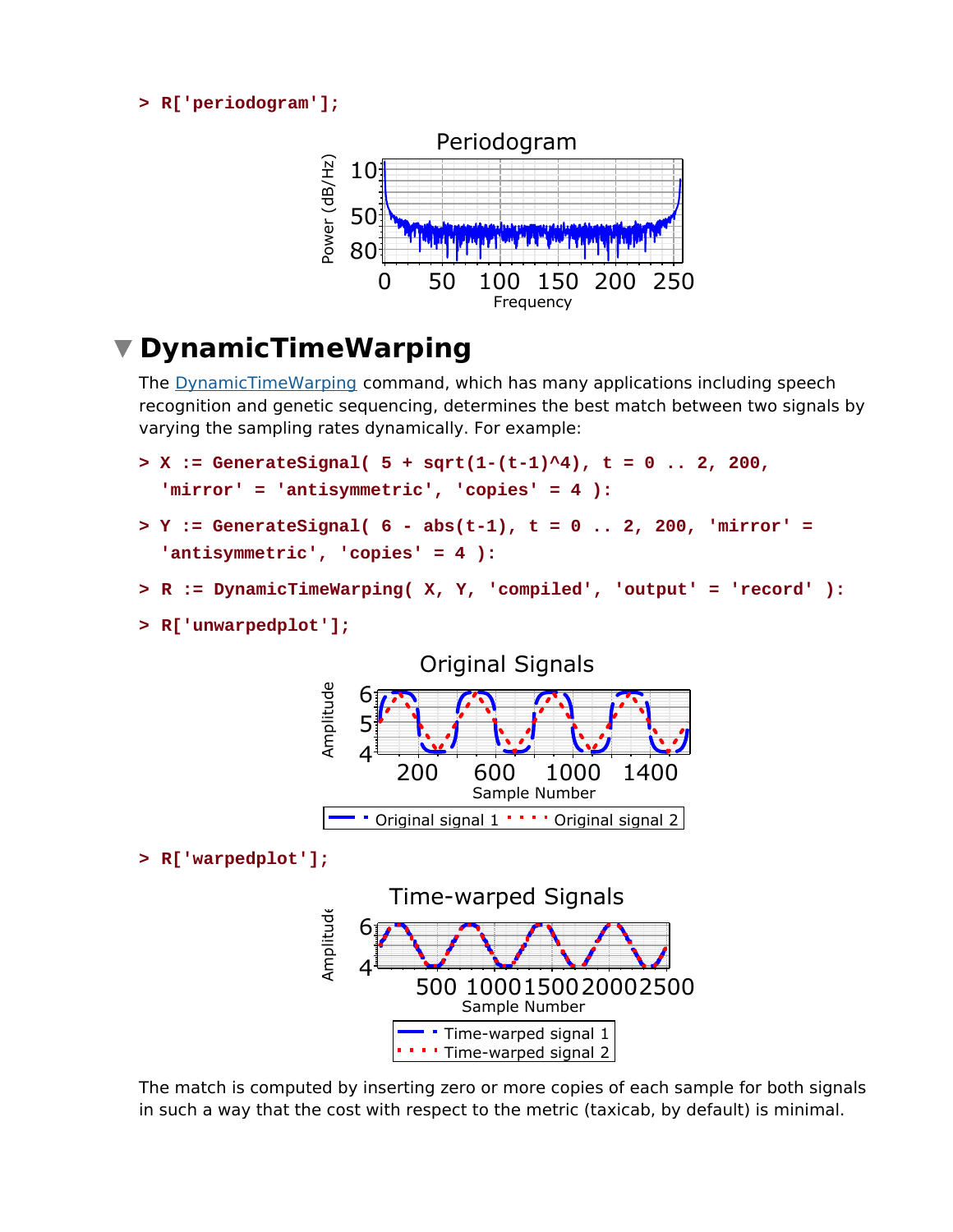```
> R['periodogram'];
```

Periodogram

Power (dB/Hz)

10

50

80

0 50 100 150 200 250

Frequency

## DynamicTimeWarping

The DynamicTimeWarping command, which has many applications including speech recognition and genetic sequencing, determines the best match between two signals by varying the sampling rates dynamically. For example:

```
> X := GenerateSignal( 5 + sqrt(1-(t-1)^4), t = 0 .. 2, 200,
  'mirror' = 'antisymmetric', 'copies' = 4 ):
> Y := GenerateSignal( 6 - abs(t-1), t = 0 .. 2, 200, 'mirror' =
  'antisymmetric', 'copies' = 4 ):
> R := DynamicTimeWarping( X, Y, 'compiled', 'output' = 'record' ):
> R['unwarpedplot'];
```

Original Signals

Amplitude

6

5

4

200 600 1000 1400

Sample Number

Original signal 1 Original signal 2

```
> R['warpedplot'];
```

Time-warped Signals

Amplitude

6

4

500 1000 1500 2000 2500

Sample Number

Time-warped signal 1

Time-warped signal 2

The match is computed by inserting zero or more copies of each sample for both signals in such a way that the cost with respect to the metric (taxicab, by default) is minimal.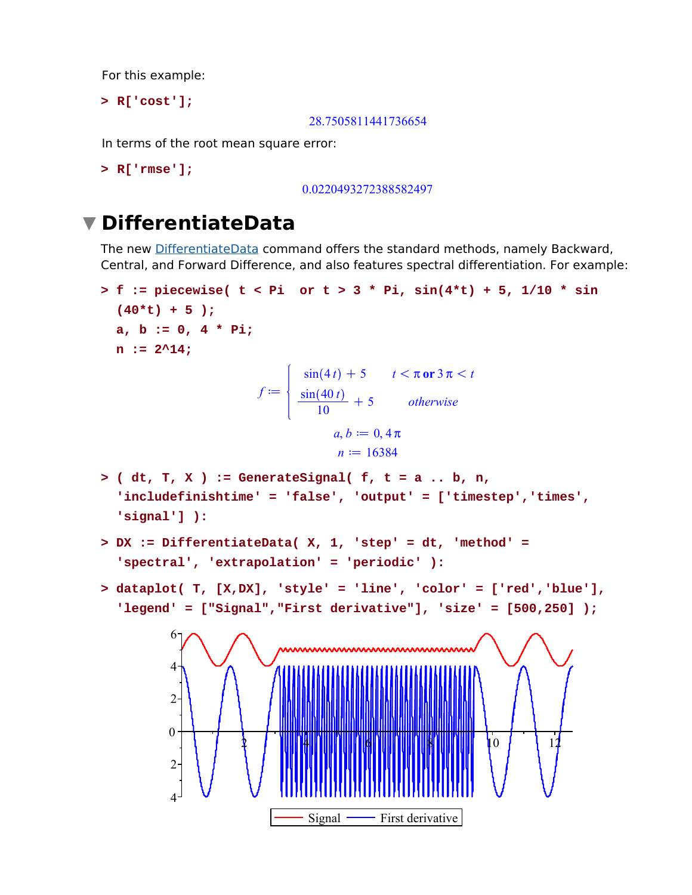For this example:

```
> R['cost'];
```

$$28.7505811441736654$$

In terms of the root mean square error:

```
> R['rmse'];
```

$$0.0220493272388582497$$

## DifferentiateData

The new DifferentiateData command offers the standard methods, namely Backward, Central, and Forward Difference, and also features spectral differentiation. For example:

```
> f := piecewise( t < Pi  or t > 3 * Pi, sin(4*t) + 5, 1/10 * sin
  (40*t) + 5 );
  a, b := 0, 4 * Pi;
  n := 2^14;
```

$$f := \begin{cases} \sin(4\,t) + 5 & t < \pi \textbf{ or } 3\,\pi < t \\ \dfrac{\sin(40\,t)}{10} + 5 & \textit{otherwise} \end{cases}$$

$$a, b := 0, 4\,\pi$$

$$n := 16384$$

```
> ( dt, T, X ) := GenerateSignal( f, t = a .. b, n,
  'includefinishtime' = 'false', 'output' = ['timestep','times',
  'signal'] ):
```

```
> DX := DifferentiateData( X, 1, 'step' = dt, 'method' =
  'spectral', 'extrapolation' = 'periodic' ):
```

```
> dataplot( T, [X,DX], 'style' = 'line', 'color' = ['red','blue'],
  'legend' = ["Signal","First derivative"], 'size' = [500,250] );
```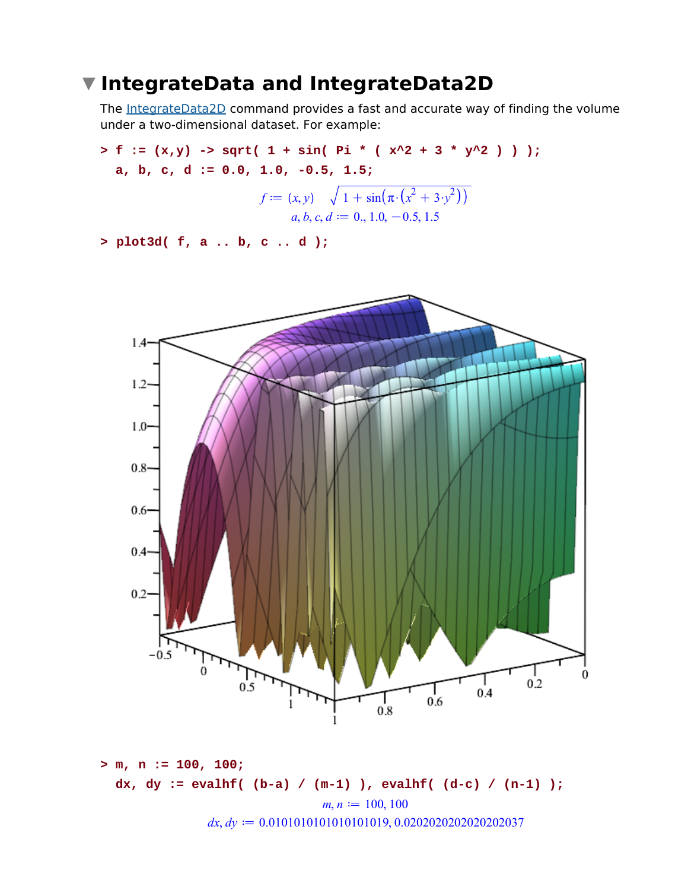# IntegrateData and IntegrateData2D

The IntegrateData2D command provides a fast and accurate way of finding the volume under a two-dimensional dataset. For example:

```
> f := (x,y) -> sqrt( 1 + sin( Pi * ( x^2 + 3 * y^2 ) ) );
  a, b, c, d := 0.0, 1.0, -0.5, 1.5;
```

$$f := (x, y) \mapsto \sqrt{1 + \sin\left(\pi \cdot \left(x^2 + 3 \cdot y^2\right)\right)}$$

$$a, b, c, d := 0., 1.0, -0.5, 1.5$$

```
> plot3d( f, a .. b, c .. d );
```

1.4
1.2
1.0
0.8
0.6
0.4
0.2
-0.5
0
0.5
1
1
0.8
0.6
0.4
0.2
0

```
> m, n := 100, 100;
  dx, dy := evalhf( (b-a) / (m-1) ), evalhf( (d-c) / (n-1) );
```

$$m, n := 100, 100$$

$$dx, dy := 0.0101010101010101019, 0.0202020202020202037$$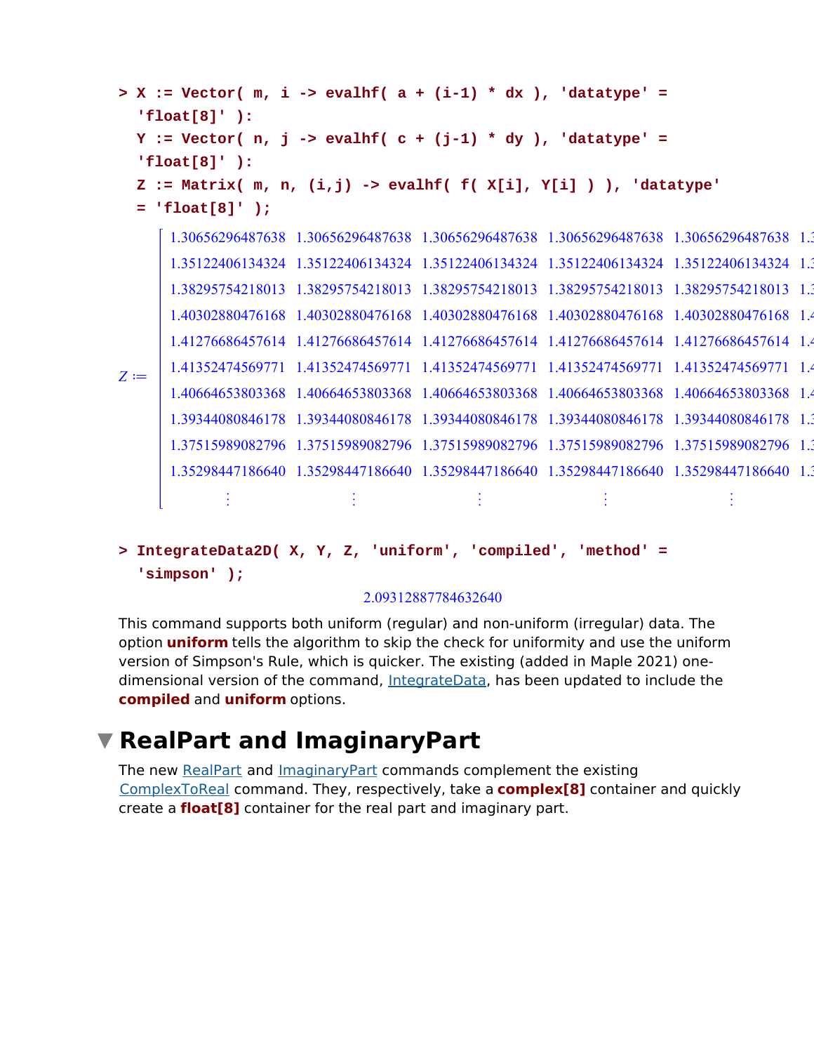```
> X := Vector( m, i -> evalhf( a + (i-1) * dx ), 'datatype' =
  'float[8]' ):
  Y := Vector( n, j -> evalhf( c + (j-1) * dy ), 'datatype' =
  'float[8]' ):
  Z := Matrix( m, n, (i,j) -> evalhf( f( X[i], Y[i] ) ), 'datatype'
  = 'float[8]' );
```

$$Z := \begin{bmatrix} 1.30656296487638 & 1.30656296487638 & 1.30656296487638 & 1.30656296487638 & 1.30656296487638 & \cdots \\ 1.35122406134324 & 1.35122406134324 & 1.35122406134324 & 1.35122406134324 & 1.35122406134324 & \cdots \\ 1.38295754218013 & 1.38295754218013 & 1.38295754218013 & 1.38295754218013 & 1.38295754218013 & \cdots \\ 1.40302880476168 & 1.40302880476168 & 1.40302880476168 & 1.40302880476168 & 1.40302880476168 & \cdots \\ 1.41276686457614 & 1.41276686457614 & 1.41276686457614 & 1.41276686457614 & 1.41276686457614 & \cdots \\ 1.41352474569771 & 1.41352474569771 & 1.41352474569771 & 1.41352474569771 & 1.41352474569771 & \cdots \\ 1.40664653803368 & 1.40664653803368 & 1.40664653803368 & 1.40664653803368 & 1.40664653803368 & \cdots \\ 1.39344080846178 & 1.39344080846178 & 1.39344080846178 & 1.39344080846178 & 1.39344080846178 & \cdots \\ 1.37515989082796 & 1.37515989082796 & 1.37515989082796 & 1.37515989082796 & 1.37515989082796 & \cdots \\ 1.35298447186640 & 1.35298447186640 & 1.35298447186640 & 1.35298447186640 & 1.35298447186640 & \cdots \\ \vdots & \vdots & \vdots & \vdots & \vdots & \end{bmatrix}$$

```
> IntegrateData2D( X, Y, Z, 'uniform', 'compiled', 'method' =
  'simpson' );
```

$$2.09312887784632640$$

This command supports both uniform (regular) and non-uniform (irregular) data. The option **uniform** tells the algorithm to skip the check for uniformity and use the uniform version of Simpson's Rule, which is quicker. The existing (added in Maple 2021) one-dimensional version of the command, IntegrateData, has been updated to include the **compiled** and **uniform** options.

## RealPart and ImaginaryPart

The new RealPart and ImaginaryPart commands complement the existing ComplexToReal command. They, respectively, take a **complex[8]** container and quickly create a **float[8]** container for the real part and imaginary part.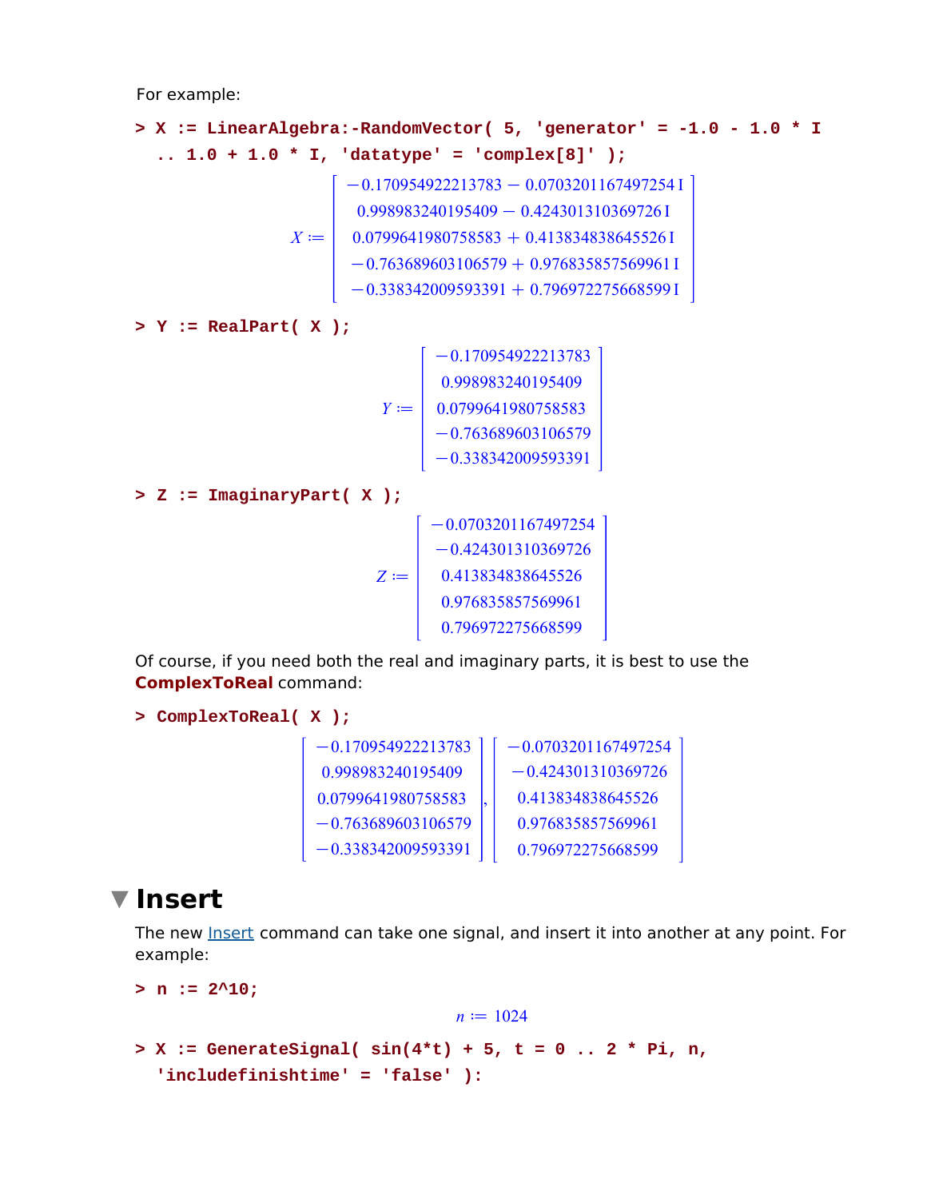For example:

```
> X := LinearAlgebra:-RandomVector( 5, 'generator' = -1.0 - 1.0 * I
  .. 1.0 + 1.0 * I, 'datatype' = 'complex[8]' );
```

$$X := \begin{bmatrix} -0.170954922213783 - 0.0703201167497254\,I \\ 0.998983240195409 - 0.424301310369726\,I \\ 0.0799641980758583 + 0.413834838645526\,I \\ -0.763689603106579 + 0.976835857569961\,I \\ -0.338342009593391 + 0.796972275668599\,I \end{bmatrix}$$

```
> Y := RealPart( X );
```

$$Y := \begin{bmatrix} -0.170954922213783 \\ 0.998983240195409 \\ 0.0799641980758583 \\ -0.763689603106579 \\ -0.338342009593391 \end{bmatrix}$$

```
> Z := ImaginaryPart( X );
```

$$Z := \begin{bmatrix} -0.0703201167497254 \\ -0.424301310369726 \\ 0.413834838645526 \\ 0.976835857569961 \\ 0.796972275668599 \end{bmatrix}$$

Of course, if you need both the real and imaginary parts, it is best to use the **ComplexToReal** command:

```
> ComplexToReal( X );
```

$$\begin{bmatrix} -0.170954922213783 \\ 0.998983240195409 \\ 0.0799641980758583 \\ -0.763689603106579 \\ -0.338342009593391 \end{bmatrix}, \begin{bmatrix} -0.0703201167497254 \\ -0.424301310369726 \\ 0.413834838645526 \\ 0.976835857569961 \\ 0.796972275668599 \end{bmatrix}$$

## Insert

The new Insert command can take one signal, and insert it into another at any point. For example:

```
> n := 2^10;
```

$$n := 1024$$

```
> X := GenerateSignal( sin(4*t) + 5, t = 0 .. 2 * Pi, n,
  'includefinishtime' = 'false' ):
```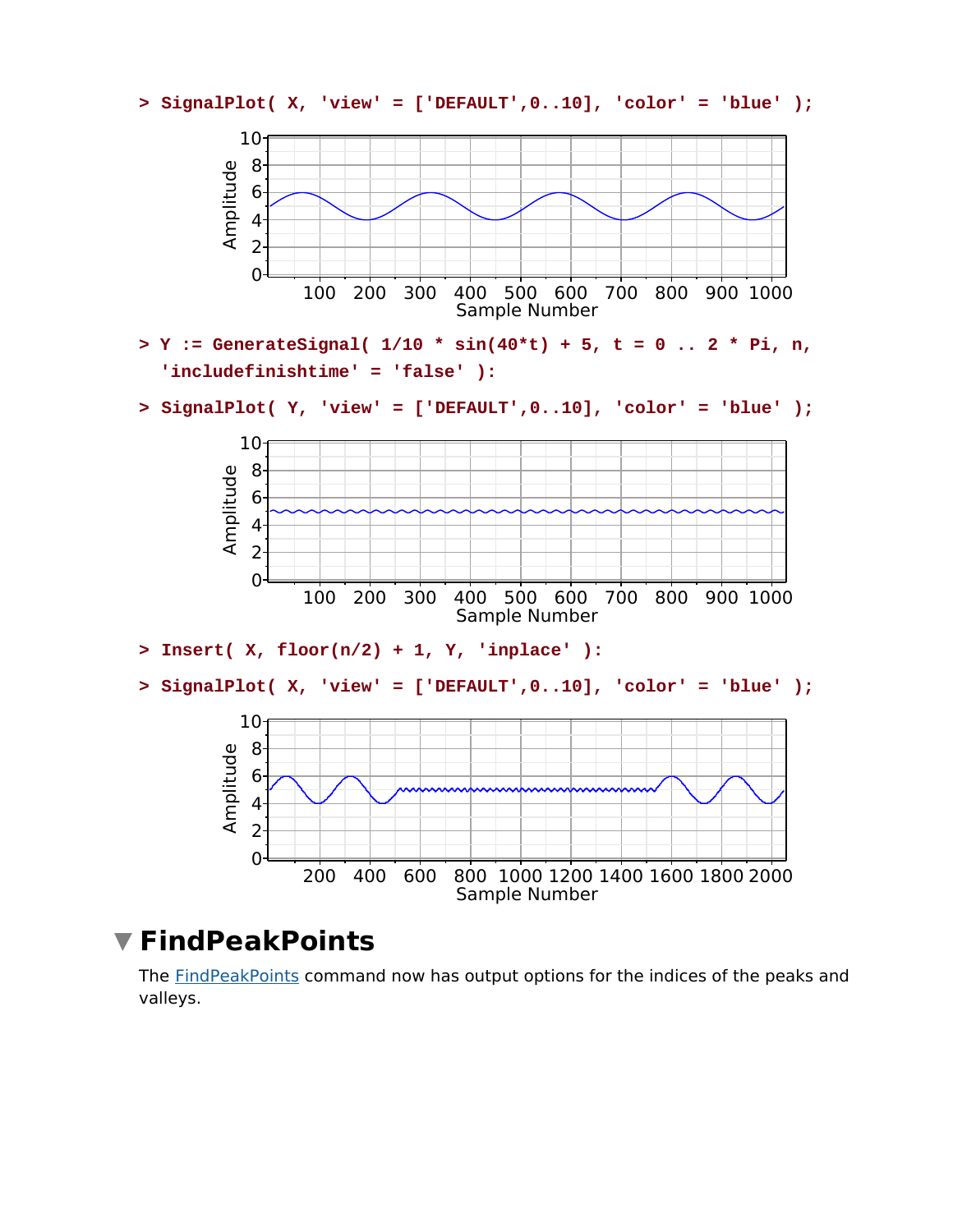```
> SignalPlot( X, 'view' = ['DEFAULT',0..10], 'color' = 'blue' );
```

10
8
6
4
2
0
Amplitude
100 200 300 400 500 600 700 800 900 1000
Sample Number

```
> Y := GenerateSignal( 1/10 * sin(40*t) + 5, t = 0 .. 2 * Pi, n,
  'includefinishtime' = 'false' ):
```

```
> SignalPlot( Y, 'view' = ['DEFAULT',0..10], 'color' = 'blue' );
```

10
8
6
4
2
0
Amplitude
100 200 300 400 500 600 700 800 900 1000
Sample Number

```
> Insert( X, floor(n/2) + 1, Y, 'inplace' ):
```

```
> SignalPlot( X, 'view' = ['DEFAULT',0..10], 'color' = 'blue' );
```

10
8
6
4
2
0
Amplitude
200 400 600 800 1000 1200 1400 1600 1800 2000
Sample Number

## FindPeakPoints

The FindPeakPoints command now has output options for the indices of the peaks and valleys.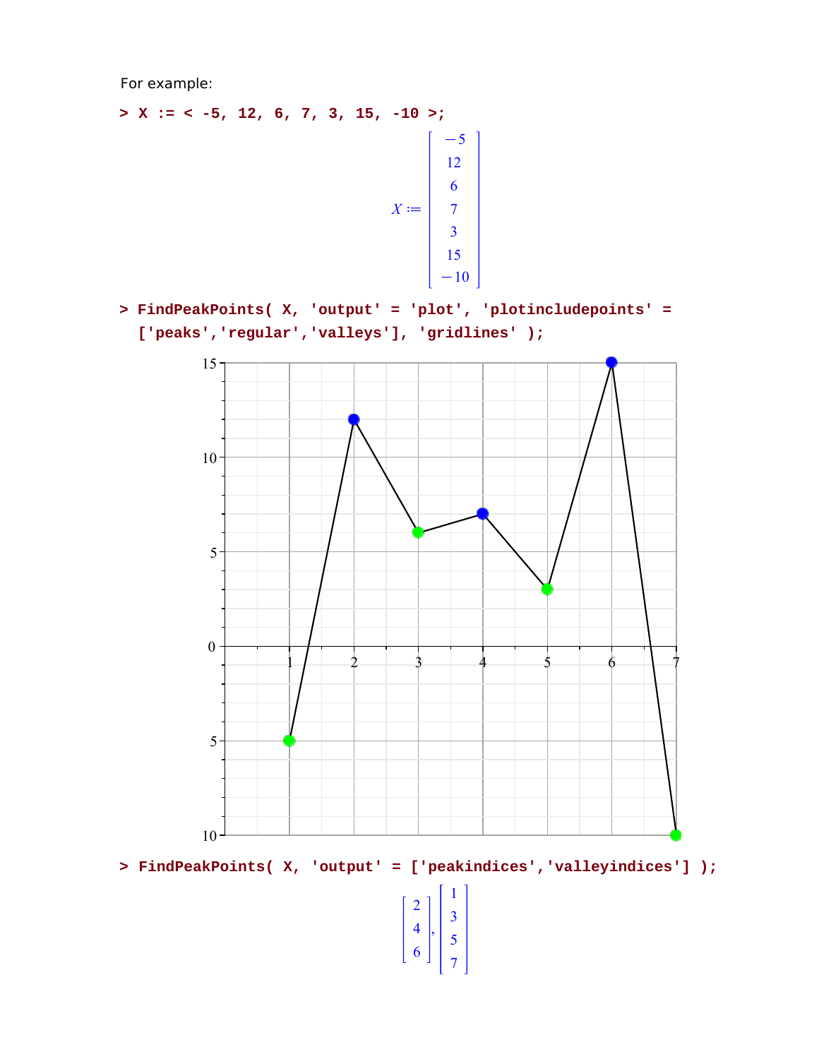For example:

```
> X := < -5, 12, 6, 7, 3, 15, -10 >;
```

$$X := \begin{bmatrix} -5 \\ 12 \\ 6 \\ 7 \\ 3 \\ 15 \\ -10 \end{bmatrix}$$

```
> FindPeakPoints( X, 'output' = 'plot', 'plotincludepoints' =
  ['peaks','regular','valleys'], 'gridlines' );
```

15
10
5
0
5
10
1
2
3
4
5
6
7

```
> FindPeakPoints( X, 'output' = ['peakindices','valleyindices'] );
```

$$\begin{bmatrix} 2 \\ 4 \\ 6 \end{bmatrix}, \begin{bmatrix} 1 \\ 3 \\ 5 \\ 7 \end{bmatrix}$$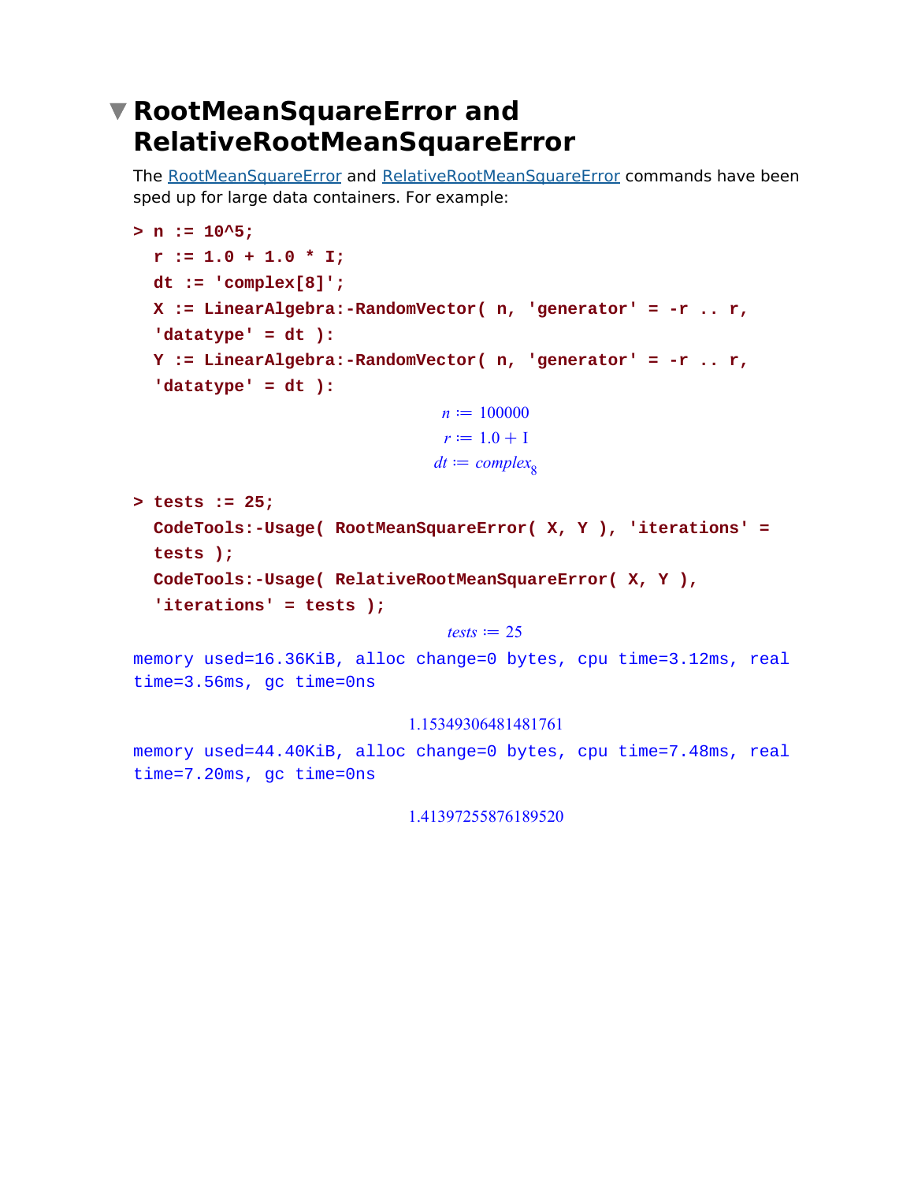## RootMeanSquareError and RelativeRootMeanSquareError

The RootMeanSquareError and RelativeRootMeanSquareError commands have been sped up for large data containers. For example:

```
> n := 10^5;
  r := 1.0 + 1.0 * I;
  dt := 'complex[8]';
  X := LinearAlgebra:-RandomVector( n, 'generator' = -r .. r,
  'datatype' = dt ):
  Y := LinearAlgebra:-RandomVector( n, 'generator' = -r .. r,
  'datatype' = dt ):
```

$$n := 100000$$

$$r := 1.0 + \mathrm{I}$$

$$dt := complex_8$$

```
> tests := 25;
  CodeTools:-Usage( RootMeanSquareError( X, Y ), 'iterations' =
  tests );
  CodeTools:-Usage( RelativeRootMeanSquareError( X, Y ),
  'iterations' = tests );
```

$$tests := 25$$

```
memory used=16.36KiB, alloc change=0 bytes, cpu time=3.12ms, real
time=3.56ms, gc time=0ns
```

$$1.15349306481481761$$

```
memory used=44.40KiB, alloc change=0 bytes, cpu time=7.48ms, real
time=7.20ms, gc time=0ns
```

$$1.41397255876189520$$